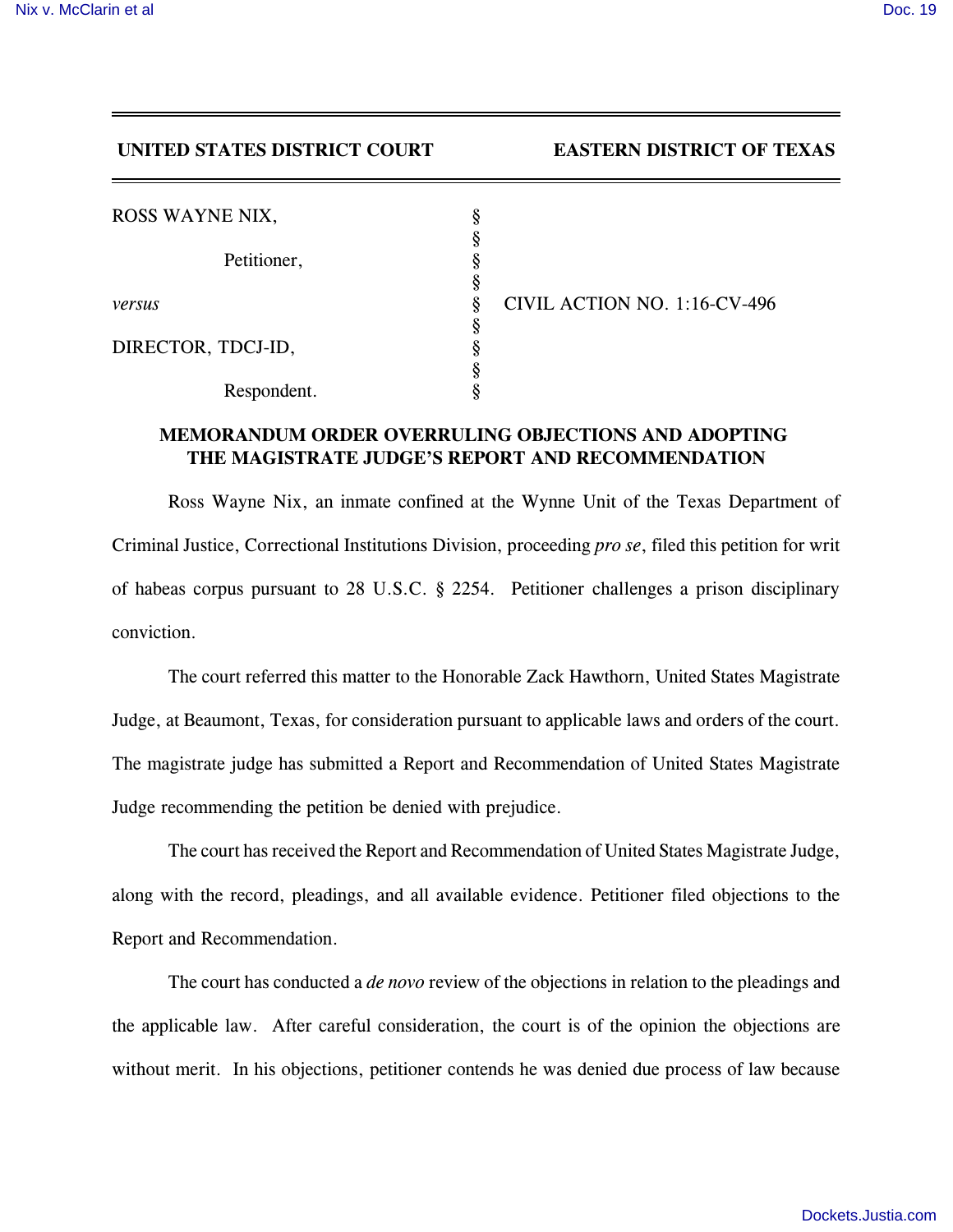**UNITED STATES DISTRICT COURT EASTERN DISTRICT OF TEXAS**

| | | |
|---|---|---|
| ROSS WAYNE NIX, | § | |
| | § | |
| Petitioner, | § | |
| | § | |
| *versus* | § | CIVIL ACTION NO. 1:16-CV-496 |
| | § | |
| DIRECTOR, TDCJ-ID, | § | |
| | § | |
| Respondent. | § | |

**MEMORANDUM ORDER OVERRULING OBJECTIONS AND ADOPTING THE MAGISTRATE JUDGE'S REPORT AND RECOMMENDATION**

Ross Wayne Nix, an inmate confined at the Wynne Unit of the Texas Department of Criminal Justice, Correctional Institutions Division, proceeding *pro se*, filed this petition for writ of habeas corpus pursuant to 28 U.S.C. § 2254. Petitioner challenges a prison disciplinary conviction.

The court referred this matter to the Honorable Zack Hawthorn, United States Magistrate Judge, at Beaumont, Texas, for consideration pursuant to applicable laws and orders of the court. The magistrate judge has submitted a Report and Recommendation of United States Magistrate Judge recommending the petition be denied with prejudice.

The court has received the Report and Recommendation of United States Magistrate Judge, along with the record, pleadings, and all available evidence. Petitioner filed objections to the Report and Recommendation.

The court has conducted a *de novo* review of the objections in relation to the pleadings and the applicable law. After careful consideration, the court is of the opinion the objections are without merit. In his objections, petitioner contends he was denied due process of law because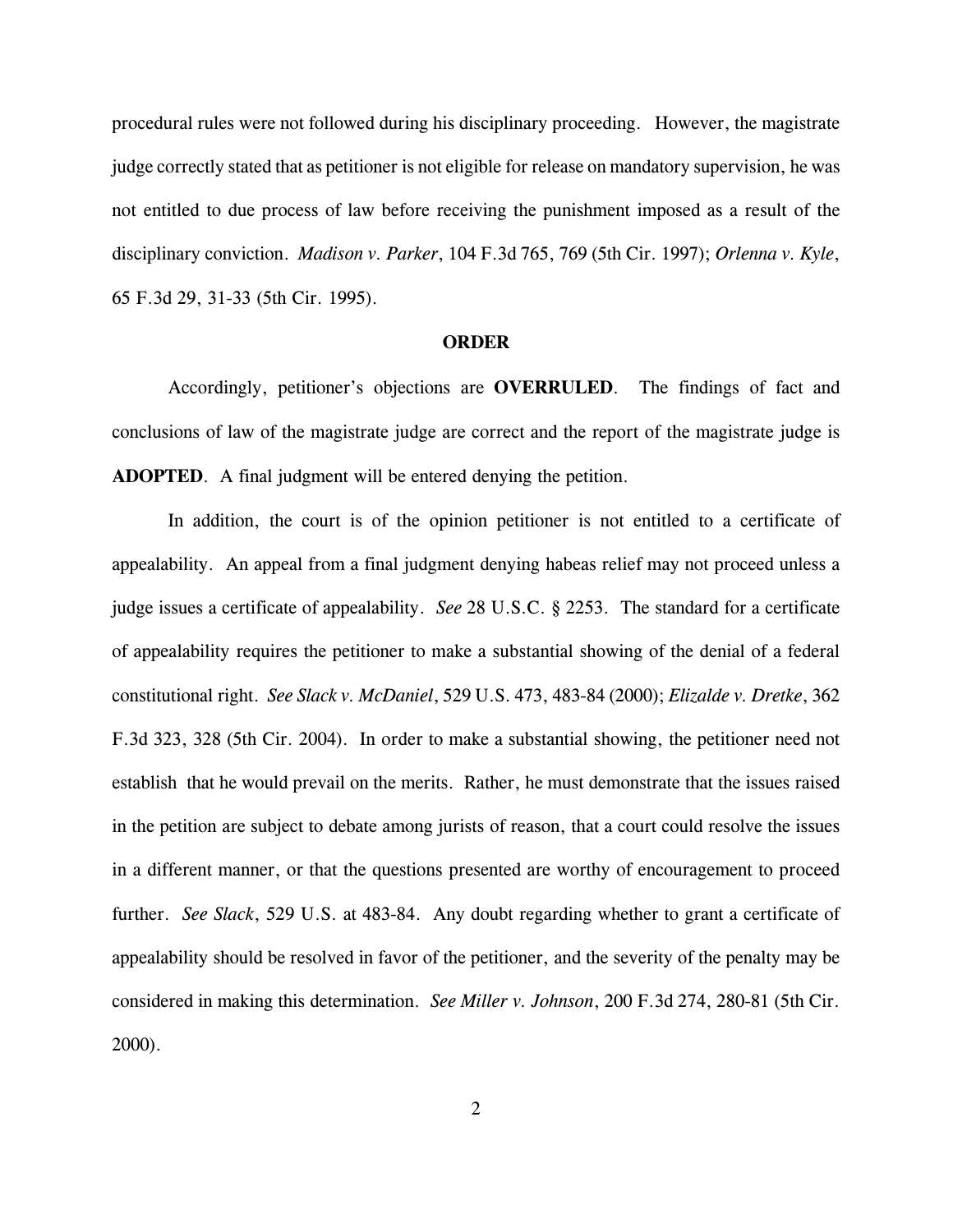procedural rules were not followed during his disciplinary proceeding. However, the magistrate judge correctly stated that as petitioner is not eligible for release on mandatory supervision, he was not entitled to due process of law before receiving the punishment imposed as a result of the disciplinary conviction. *Madison v. Parker*, 104 F.3d 765, 769 (5th Cir. 1997); *Orlenna v. Kyle*, 65 F.3d 29, 31-33 (5th Cir. 1995).

**ORDER**

Accordingly, petitioner's objections are **OVERRULED**. The findings of fact and conclusions of law of the magistrate judge are correct and the report of the magistrate judge is **ADOPTED**. A final judgment will be entered denying the petition.

In addition, the court is of the opinion petitioner is not entitled to a certificate of appealability. An appeal from a final judgment denying habeas relief may not proceed unless a judge issues a certificate of appealability. *See* 28 U.S.C. § 2253. The standard for a certificate of appealability requires the petitioner to make a substantial showing of the denial of a federal constitutional right. *See Slack v. McDaniel*, 529 U.S. 473, 483-84 (2000); *Elizalde v. Dretke*, 362 F.3d 323, 328 (5th Cir. 2004). In order to make a substantial showing, the petitioner need not establish that he would prevail on the merits. Rather, he must demonstrate that the issues raised in the petition are subject to debate among jurists of reason, that a court could resolve the issues in a different manner, or that the questions presented are worthy of encouragement to proceed further. *See Slack*, 529 U.S. at 483-84. Any doubt regarding whether to grant a certificate of appealability should be resolved in favor of the petitioner, and the severity of the penalty may be considered in making this determination. *See Miller v. Johnson*, 200 F.3d 274, 280-81 (5th Cir. 2000).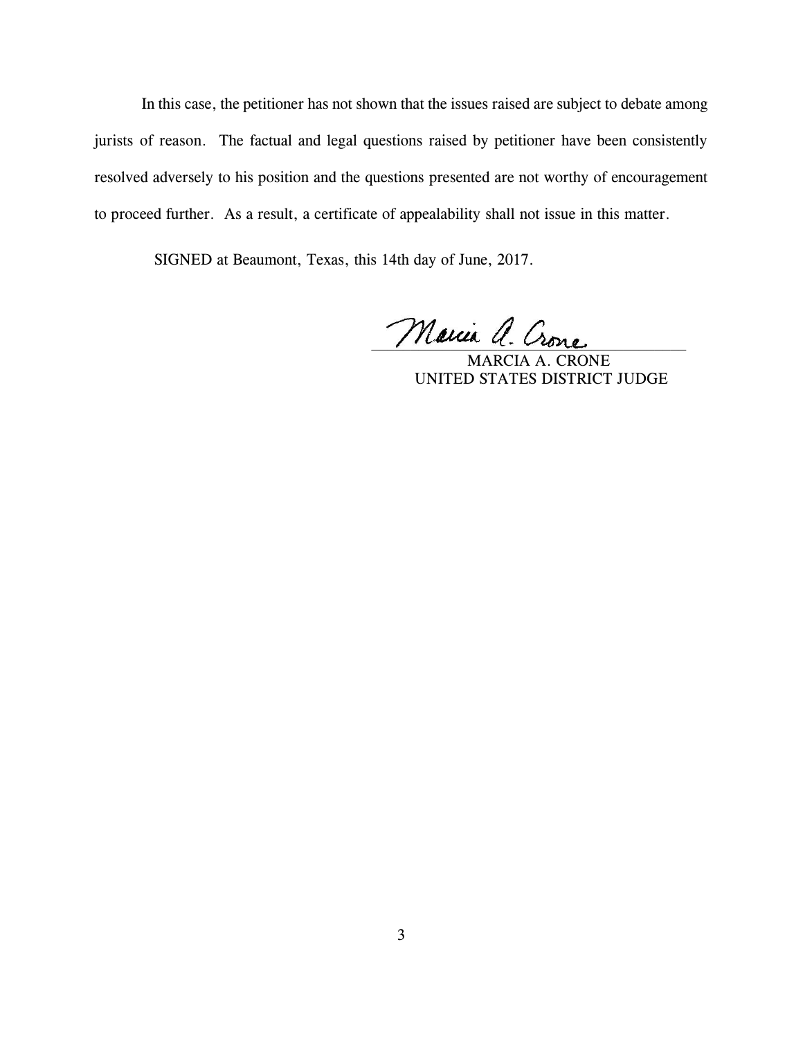In this case, the petitioner has not shown that the issues raised are subject to debate among jurists of reason. The factual and legal questions raised by petitioner have been consistently resolved adversely to his position and the questions presented are not worthy of encouragement to proceed further. As a result, a certificate of appealability shall not issue in this matter.

SIGNED at Beaumont, Texas, this 14th day of June, 2017.

Marcia A. Crone

MARCIA A. CRONE
UNITED STATES DISTRICT JUDGE